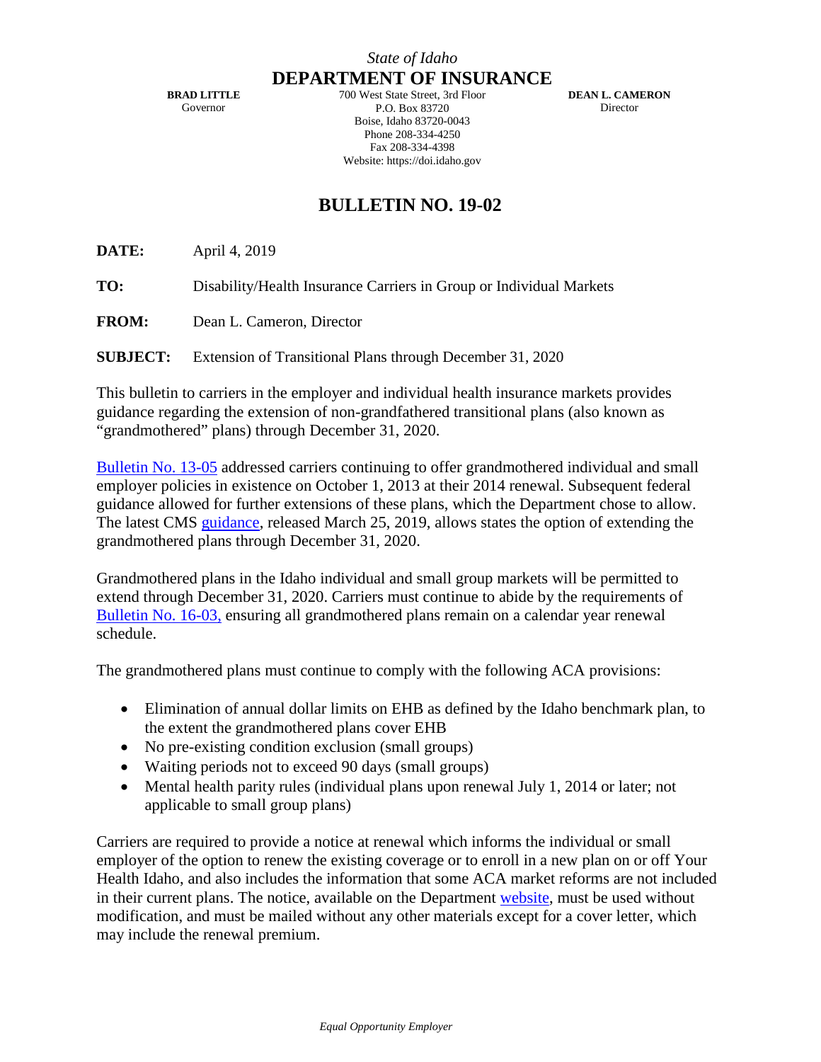*State of Idaho*

# DEPARTMENT OF INSURANCE

**BRAD LITTLE**
Governor

700 West State Street, 3rd Floor
P.O. Box 83720
Boise, Idaho 83720-0043
Phone 208-334-4250
Fax 208-334-4398
Website: https://doi.idaho.gov

**DEAN L. CAMERON**
Director

## BULLETIN NO. 19-02

**DATE:** April 4, 2019

**TO:** Disability/Health Insurance Carriers in Group or Individual Markets

**FROM:** Dean L. Cameron, Director

**SUBJECT:** Extension of Transitional Plans through December 31, 2020

This bulletin to carriers in the employer and individual health insurance markets provides guidance regarding the extension of non-grandfathered transitional plans (also known as "grandmothered" plans) through December 31, 2020.

Bulletin No. 13-05 addressed carriers continuing to offer grandmothered individual and small employer policies in existence on October 1, 2013 at their 2014 renewal. Subsequent federal guidance allowed for further extensions of these plans, which the Department chose to allow. The latest CMS guidance, released March 25, 2019, allows states the option of extending the grandmothered plans through December 31, 2020.

Grandmothered plans in the Idaho individual and small group markets will be permitted to extend through December 31, 2020. Carriers must continue to abide by the requirements of Bulletin No. 16-03, ensuring all grandmothered plans remain on a calendar year renewal schedule.

The grandmothered plans must continue to comply with the following ACA provisions:

- Elimination of annual dollar limits on EHB as defined by the Idaho benchmark plan, to the extent the grandmothered plans cover EHB
- No pre-existing condition exclusion (small groups)
- Waiting periods not to exceed 90 days (small groups)
- Mental health parity rules (individual plans upon renewal July 1, 2014 or later; not applicable to small group plans)

Carriers are required to provide a notice at renewal which informs the individual or small employer of the option to renew the existing coverage or to enroll in a new plan on or off Your Health Idaho, and also includes the information that some ACA market reforms are not included in their current plans. The notice, available on the Department website, must be used without modification, and must be mailed without any other materials except for a cover letter, which may include the renewal premium.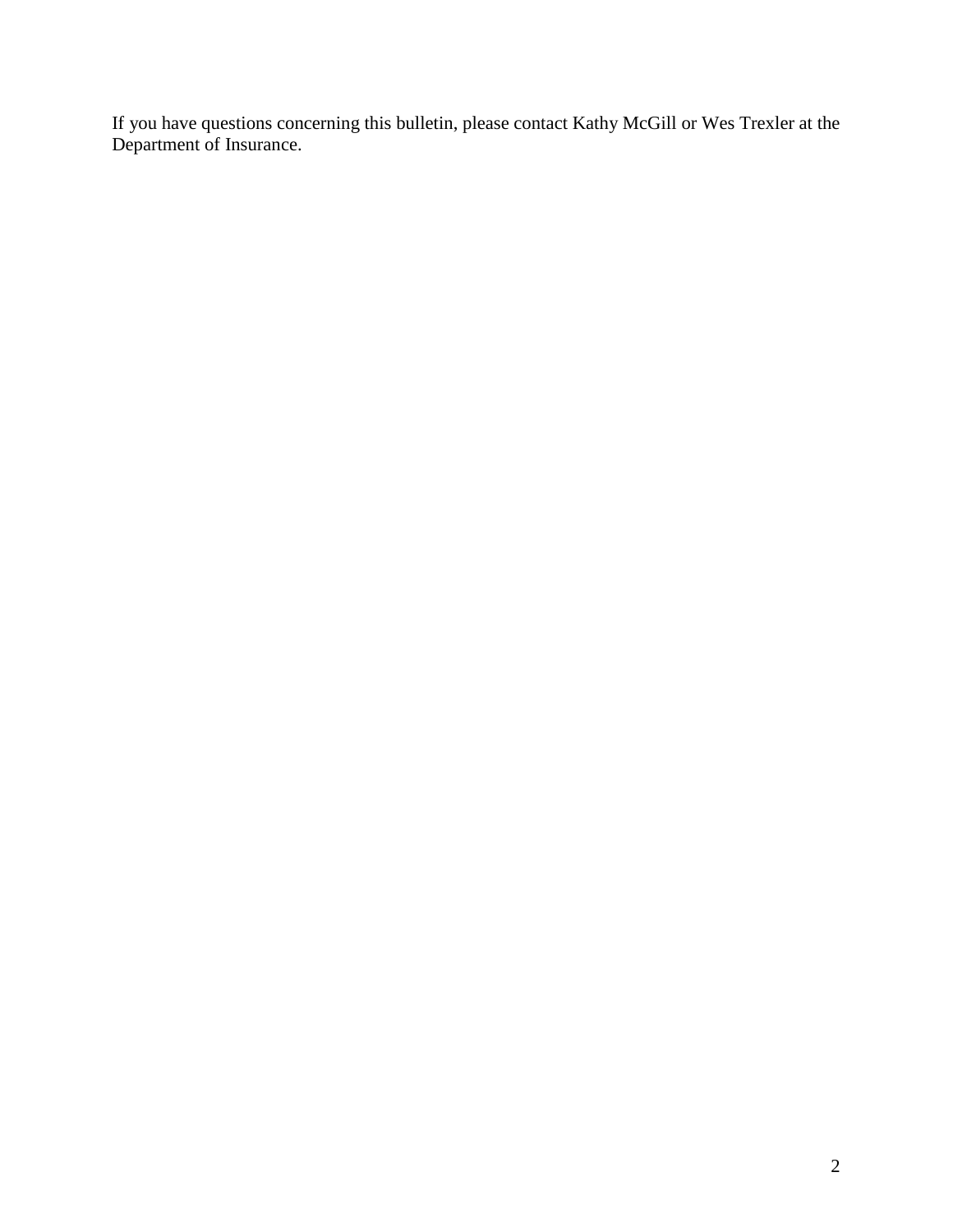If you have questions concerning this bulletin, please contact Kathy McGill or Wes Trexler at the Department of Insurance.